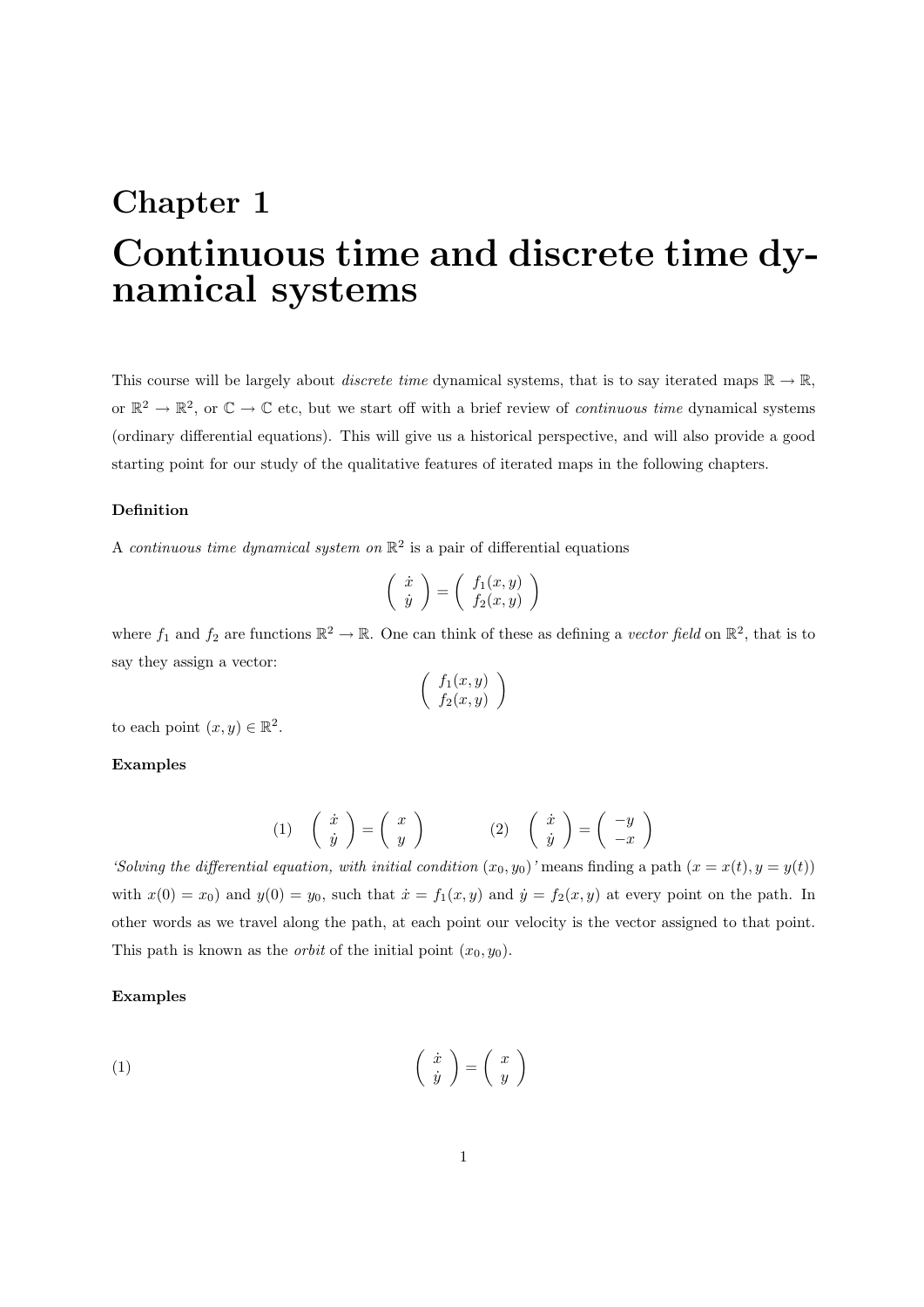# Chapter 1

# Continuous time and discrete time dynamical systems

This course will be largely about *discrete time* dynamical systems, that is to say iterated maps $\mathbb{R} \to \mathbb{R}$, or $\mathbb{R}^2 \to \mathbb{R}^2$, or $\mathbb{C} \to \mathbb{C}$ etc, but we start off with a brief review of *continuous time* dynamical systems (ordinary differential equations). This will give us a historical perspective, and will also provide a good starting point for our study of the qualitative features of iterated maps in the following chapters.

**Definition**

A *continuous time dynamical system on* $\mathbb{R}^2$ is a pair of differential equations

$$\begin{pmatrix} \dot{x} \\ \dot{y} \end{pmatrix} = \begin{pmatrix} f_1(x,y) \\ f_2(x,y) \end{pmatrix}$$

where $f_1$ and $f_2$ are functions $\mathbb{R}^2 \to \mathbb{R}$. One can think of these as defining a *vector field* on $\mathbb{R}^2$, that is to say they assign a vector:

$$\begin{pmatrix} f_1(x,y) \\ f_2(x,y) \end{pmatrix}$$

to each point $(x,y) \in \mathbb{R}^2$.

**Examples**

$$(1) \quad \begin{pmatrix} \dot{x} \\ \dot{y} \end{pmatrix} = \begin{pmatrix} x \\ y \end{pmatrix} \qquad\qquad (2) \quad \begin{pmatrix} \dot{x} \\ \dot{y} \end{pmatrix} = \begin{pmatrix} -y \\ -x \end{pmatrix}$$

*'Solving the differential equation, with initial condition* $(x_0, y_0)$*'* means finding a path $(x = x(t), y = y(t))$ with $x(0) = x_0$ and $y(0) = y_0$, such that $\dot{x} = f_1(x,y)$ and $\dot{y} = f_2(x,y)$ at every point on the path. In other words as we travel along the path, at each point our velocity is the vector assigned to that point. This path is known as the *orbit* of the initial point $(x_0, y_0)$.

**Examples**

(1)

$$\begin{pmatrix} \dot{x} \\ \dot{y} \end{pmatrix} = \begin{pmatrix} x \\ y \end{pmatrix}$$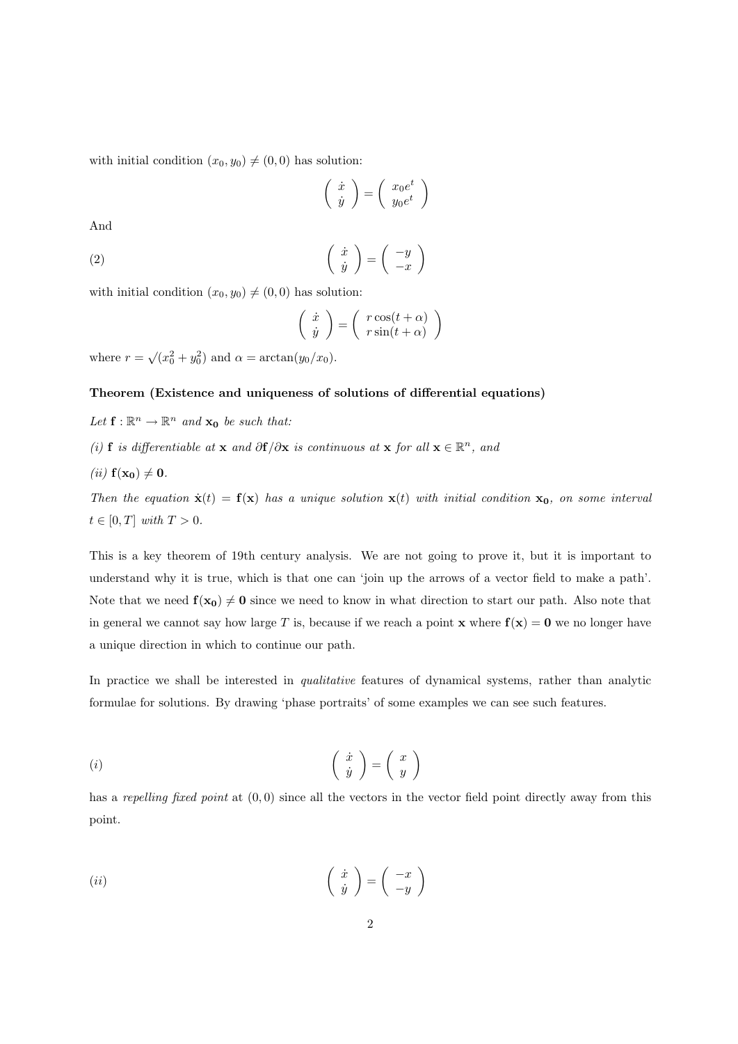with initial condition $(x_0, y_0) \neq (0, 0)$ has solution:

$$\begin{pmatrix} \dot{x} \\ \dot{y} \end{pmatrix} = \begin{pmatrix} x_0 e^t \\ y_0 e^t \end{pmatrix}$$

And

$$(2) \qquad \begin{pmatrix} \dot{x} \\ \dot{y} \end{pmatrix} = \begin{pmatrix} -y \\ -x \end{pmatrix}$$

with initial condition $(x_0, y_0) \neq (0, 0)$ has solution:

$$\begin{pmatrix} \dot{x} \\ \dot{y} \end{pmatrix} = \begin{pmatrix} r\cos(t + \alpha) \\ r\sin(t + \alpha) \end{pmatrix}$$

where $r = \sqrt{(x_0^2 + y_0^2)}$ and $\alpha = \arctan(y_0/x_0)$.

**Theorem (Existence and uniqueness of solutions of differential equations)**

*Let* $\mathbf{f} : \mathbb{R}^n \to \mathbb{R}^n$ *and* $\mathbf{x_0}$ *be such that:*

*(i)* $\mathbf{f}$ *is differentiable at* $\mathbf{x}$ *and* $\partial \mathbf{f}/\partial \mathbf{x}$ *is continuous at* $\mathbf{x}$ *for all* $\mathbf{x} \in \mathbb{R}^n$*, and*

*(ii)* $\mathbf{f(x_0)} \neq \mathbf{0}$.

*Then the equation* $\dot{\mathbf{x}}(t) = \mathbf{f}(\mathbf{x})$ *has a unique solution* $\mathbf{x}(t)$ *with initial condition* $\mathbf{x_0}$*, on some interval* $t \in [0, T]$ *with* $T > 0$.

This is a key theorem of 19th century analysis. We are not going to prove it, but it is important to understand why it is true, which is that one can 'join up the arrows of a vector field to make a path'. Note that we need $\mathbf{f(x_0)} \neq \mathbf{0}$ since we need to know in what direction to start our path. Also note that in general we cannot say how large $T$ is, because if we reach a point $\mathbf{x}$ where $\mathbf{f(x)} = \mathbf{0}$ we no longer have a unique direction in which to continue our path.

In practice we shall be interested in *qualitative* features of dynamical systems, rather than analytic formulae for solutions. By drawing 'phase portraits' of some examples we can see such features.

$$(i) \qquad \begin{pmatrix} \dot{x} \\ \dot{y} \end{pmatrix} = \begin{pmatrix} x \\ y \end{pmatrix}$$

has a *repelling fixed point* at $(0, 0)$ since all the vectors in the vector field point directly away from this point.

$$(ii) \qquad \begin{pmatrix} \dot{x} \\ \dot{y} \end{pmatrix} = \begin{pmatrix} -x \\ -y \end{pmatrix}$$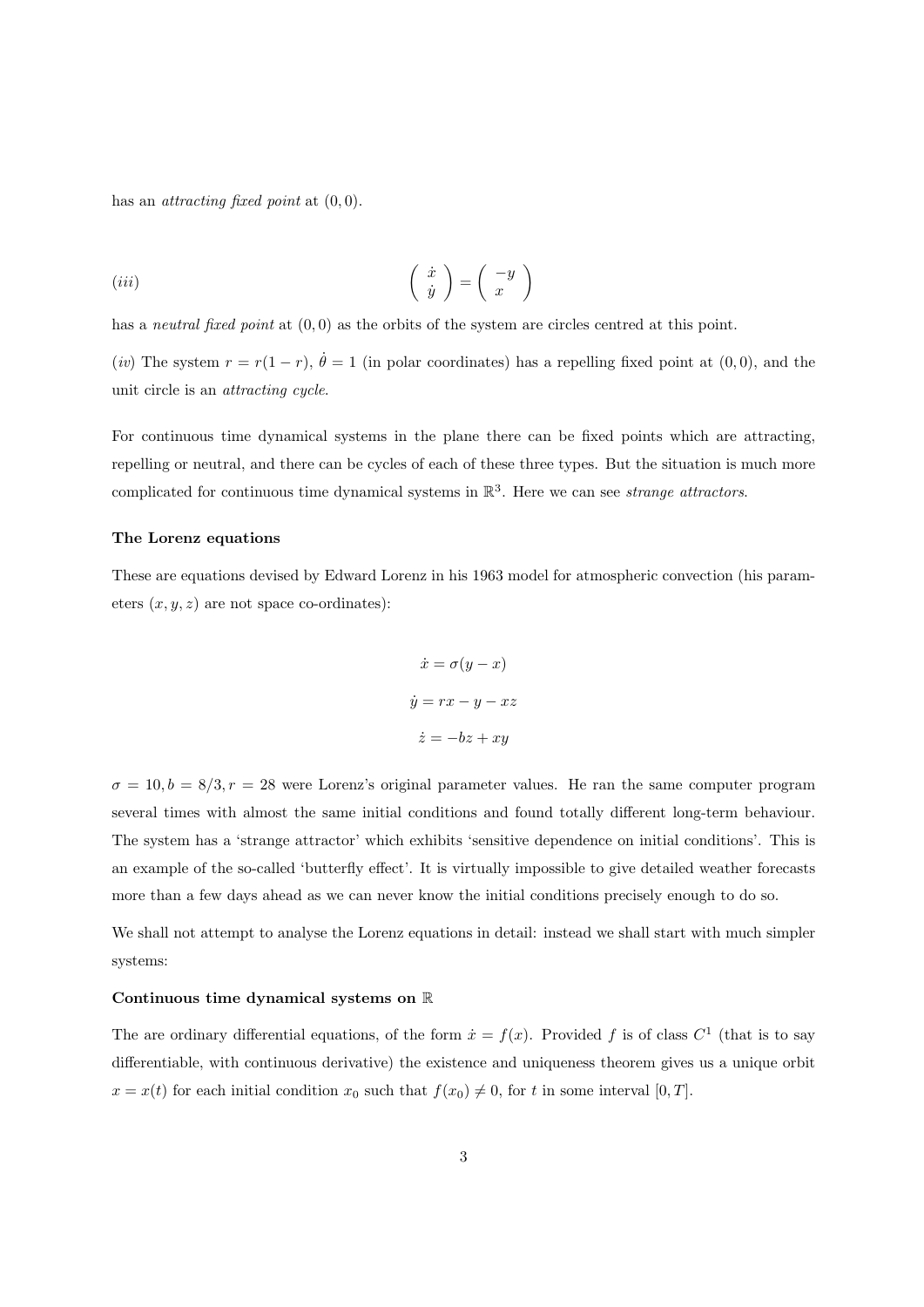has an *attracting fixed point* at $(0, 0)$.

$(iii)$
$$\begin{pmatrix} \dot{x} \\ \dot{y} \end{pmatrix} = \begin{pmatrix} -y \\ x \end{pmatrix}$$

has a *neutral fixed point* at $(0, 0)$ as the orbits of the system are circles centred at this point.

$(iv)$ The system $r = r(1 - r)$, $\dot{\theta} = 1$ (in polar coordinates) has a repelling fixed point at $(0, 0)$, and the unit circle is an *attracting cycle*.

For continuous time dynamical systems in the plane there can be fixed points which are attracting, repelling or neutral, and there can be cycles of each of these three types. But the situation is much more complicated for continuous time dynamical systems in $\mathbb{R}^3$. Here we can see *strange attractors*.

**The Lorenz equations**

These are equations devised by Edward Lorenz in his 1963 model for atmospheric convection (his parameters $(x, y, z)$ are not space co-ordinates):

$$\dot{x} = \sigma(y - x)$$

$$\dot{y} = rx - y - xz$$

$$\dot{z} = -bz + xy$$

$\sigma = 10, b = 8/3, r = 28$ were Lorenz's original parameter values. He ran the same computer program several times with almost the same initial conditions and found totally different long-term behaviour. The system has a 'strange attractor' which exhibits 'sensitive dependence on initial conditions'. This is an example of the so-called 'butterfly effect'. It is virtually impossible to give detailed weather forecasts more than a few days ahead as we can never know the initial conditions precisely enough to do so.

We shall not attempt to analyse the Lorenz equations in detail: instead we shall start with much simpler systems:

**Continuous time dynamical systems on $\mathbb{R}$**

The are ordinary differential equations, of the form $\dot{x} = f(x)$. Provided $f$ is of class $C^1$ (that is to say differentiable, with continuous derivative) the existence and uniqueness theorem gives us a unique orbit $x = x(t)$ for each initial condition $x_0$ such that $f(x_0) \neq 0$, for $t$ in some interval $[0, T]$.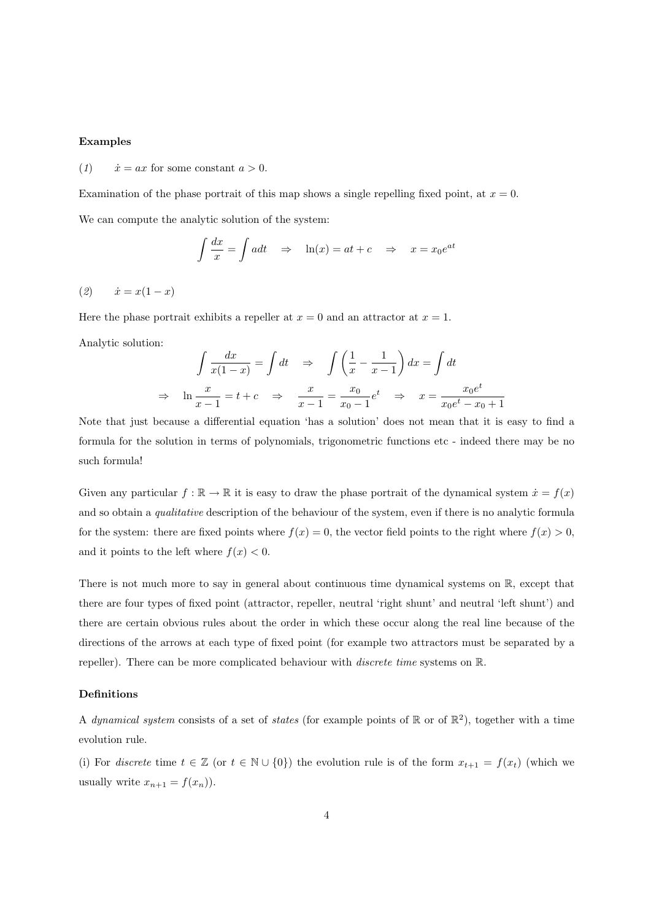**Examples**

*(1)* $\quad \dot{x} = ax$ for some constant $a > 0$.

Examination of the phase portrait of this map shows a single repelling fixed point, at $x = 0$.

We can compute the analytic solution of the system:

$$\int \frac{dx}{x} = \int a dt \quad \Rightarrow \quad \ln(x) = at + c \quad \Rightarrow \quad x = x_0 e^{at}$$

*(2)* $\quad \dot{x} = x(1 - x)$

Here the phase portrait exhibits a repeller at $x = 0$ and an attractor at $x = 1$.

Analytic solution:

$$\int \frac{dx}{x(1-x)} = \int dt \quad \Rightarrow \quad \int \left( \frac{1}{x} - \frac{1}{x-1} \right) dx = \int dt$$

$$\Rightarrow \quad \ln \frac{x}{x-1} = t + c \quad \Rightarrow \quad \frac{x}{x-1} = \frac{x_0}{x_0 - 1} e^t \quad \Rightarrow \quad x = \frac{x_0 e^t}{x_0 e^t - x_0 + 1}$$

Note that just because a differential equation 'has a solution' does not mean that it is easy to find a formula for the solution in terms of polynomials, trigonometric functions etc - indeed there may be no such formula!

Given any particular $f : \mathbb{R} \to \mathbb{R}$ it is easy to draw the phase portrait of the dynamical system $\dot{x} = f(x)$ and so obtain a *qualitative* description of the behaviour of the system, even if there is no analytic formula for the system: there are fixed points where $f(x) = 0$, the vector field points to the right where $f(x) > 0$, and it points to the left where $f(x) < 0$.

There is not much more to say in general about continuous time dynamical systems on $\mathbb{R}$, except that there are four types of fixed point (attractor, repeller, neutral 'right shunt' and neutral 'left shunt') and there are certain obvious rules about the order in which these occur along the real line because of the directions of the arrows at each type of fixed point (for example two attractors must be separated by a repeller). There can be more complicated behaviour with *discrete time* systems on $\mathbb{R}$.

**Definitions**

A *dynamical system* consists of a set of *states* (for example points of $\mathbb{R}$ or of $\mathbb{R}^2$), together with a time evolution rule.

(i) For *discrete* time $t \in \mathbb{Z}$ (or $t \in \mathbb{N} \cup \{0\}$) the evolution rule is of the form $x_{t+1} = f(x_t)$ (which we usually write $x_{n+1} = f(x_n)$).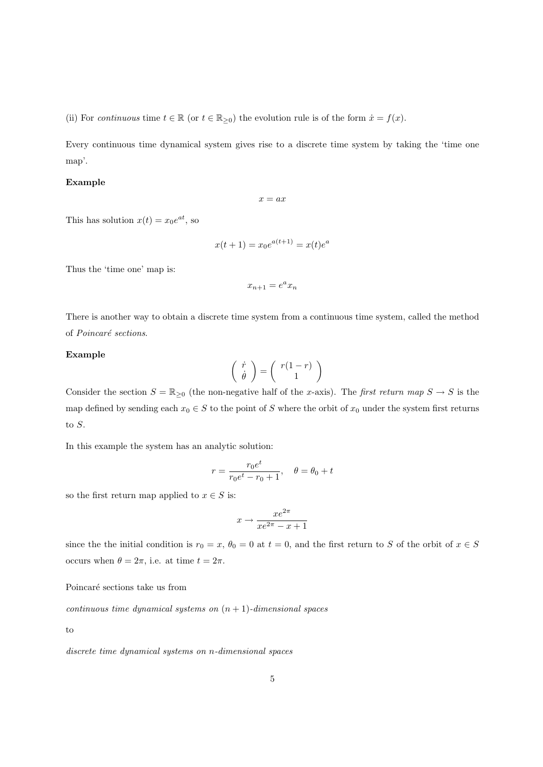(ii) For *continuous* time $t \in \mathbb{R}$ (or $t \in \mathbb{R}_{\geq 0}$) the evolution rule is of the form $\dot{x} = f(x)$.

Every continuous time dynamical system gives rise to a discrete time system by taking the 'time one map'.

**Example**

$$x = ax$$

This has solution $x(t) = x_0 e^{at}$, so

$$x(t+1) = x_0 e^{a(t+1)} = x(t)e^a$$

Thus the 'time one' map is:

$$x_{n+1} = e^a x_n$$

There is another way to obtain a discrete time system from a continuous time system, called the method of *Poincaré sections*.

**Example**

$$\begin{pmatrix} \dot{r} \\ \dot{\theta} \end{pmatrix} = \begin{pmatrix} r(1-r) \\ 1 \end{pmatrix}$$

Consider the section $S = \mathbb{R}_{\geq 0}$ (the non-negative half of the $x$-axis). The *first return map* $S \to S$ is the map defined by sending each $x_0 \in S$ to the point of $S$ where the orbit of $x_0$ under the system first returns to $S$.

In this example the system has an analytic solution:

$$r = \frac{r_0 e^t}{r_0 e^t - r_0 + 1}, \quad \theta = \theta_0 + t$$

so the first return map applied to $x \in S$ is:

$$x \to \frac{xe^{2\pi}}{xe^{2\pi} - x + 1}$$

since the the initial condition is $r_0 = x$, $\theta_0 = 0$ at $t = 0$, and the first return to $S$ of the orbit of $x \in S$ occurs when $\theta = 2\pi$, i.e. at time $t = 2\pi$.

Poincaré sections take us from

*continuous time dynamical systems on $(n+1)$-dimensional spaces*

to

*discrete time dynamical systems on $n$-dimensional spaces*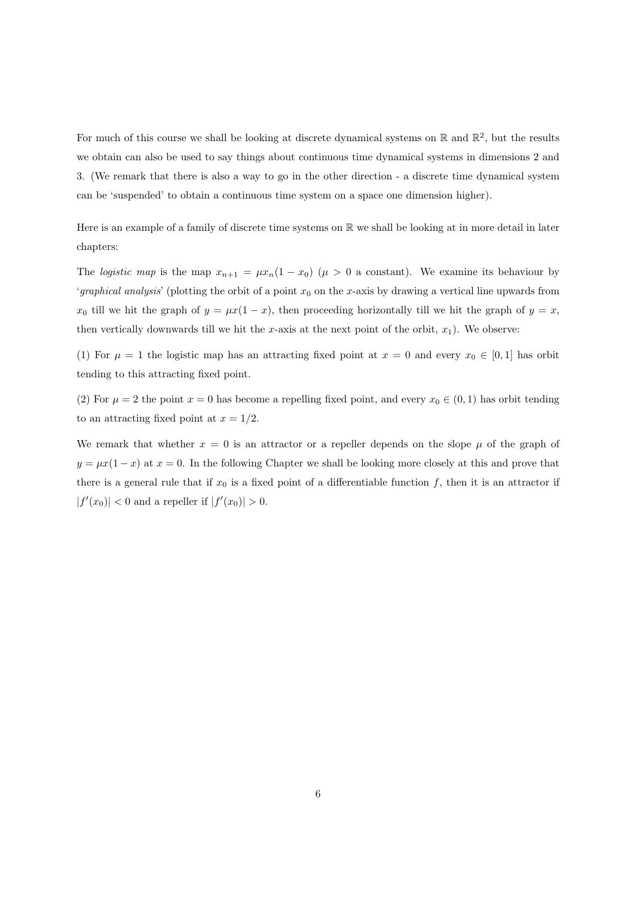For much of this course we shall be looking at discrete dynamical systems on $\mathbb{R}$ and $\mathbb{R}^2$, but the results we obtain can also be used to say things about continuous time dynamical systems in dimensions 2 and 3. (We remark that there is also a way to go in the other direction - a discrete time dynamical system can be 'suspended' to obtain a continuous time system on a space one dimension higher).

Here is an example of a family of discrete time systems on $\mathbb{R}$ we shall be looking at in more detail in later chapters:

The *logistic map* is the map $x_{n+1} = \mu x_n(1 - x_0)$ ($\mu > 0$ a constant). We examine its behaviour by '*graphical analysis*' (plotting the orbit of a point $x_0$ on the $x$-axis by drawing a vertical line upwards from $x_0$ till we hit the graph of $y = \mu x(1 - x)$, then proceeding horizontally till we hit the graph of $y = x$, then vertically downwards till we hit the $x$-axis at the next point of the orbit, $x_1$). We observe:

(1) For $\mu = 1$ the logistic map has an attracting fixed point at $x = 0$ and every $x_0 \in [0, 1]$ has orbit tending to this attracting fixed point.

(2) For $\mu = 2$ the point $x = 0$ has become a repelling fixed point, and every $x_0 \in (0, 1)$ has orbit tending to an attracting fixed point at $x = 1/2$.

We remark that whether $x = 0$ is an attractor or a repeller depends on the slope $\mu$ of the graph of $y = \mu x(1 - x)$ at $x = 0$. In the following Chapter we shall be looking more closely at this and prove that there is a general rule that if $x_0$ is a fixed point of a differentiable function $f$, then it is an attractor if $|f'(x_0)| < 0$ and a repeller if $|f'(x_0)| > 0$.